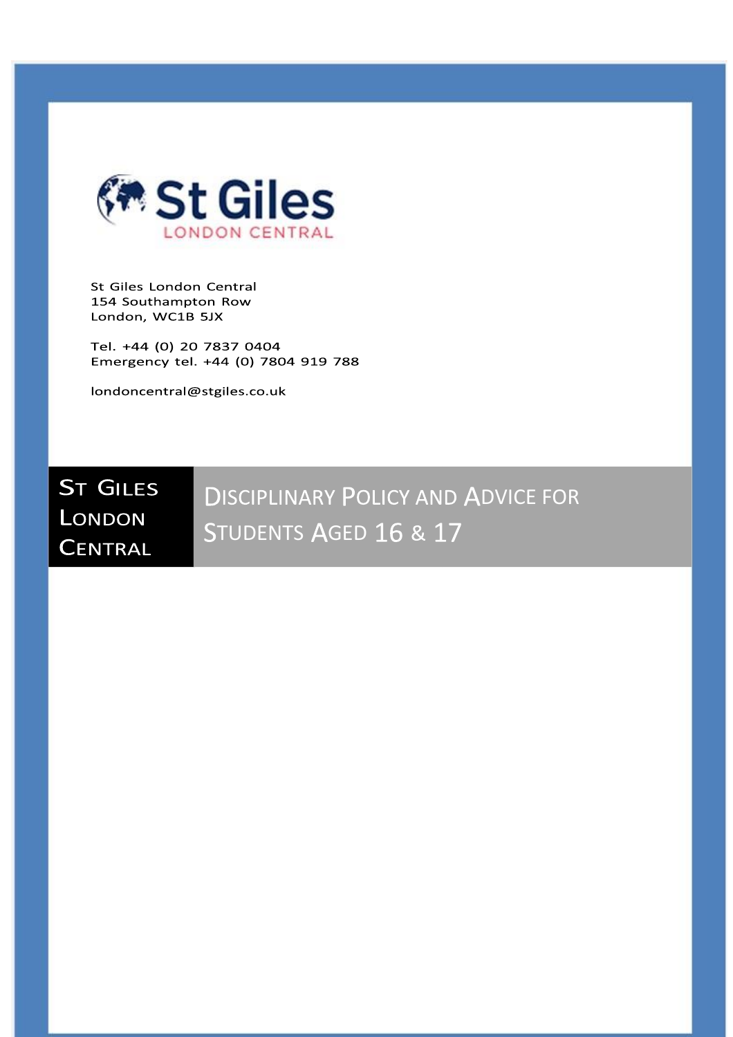# St Giles London Central

St Giles London Central
154 Southampton Row
London, WC1B 5JX

Tel. +44 (0) 20 7837 0404
Emergency tel. +44 (0) 7804 919 788

londoncentral@stgiles.co.uk

**ST GILES LONDON CENTRAL**

## DISCIPLINARY POLICY AND ADVICE FOR STUDENTS AGED 16 & 17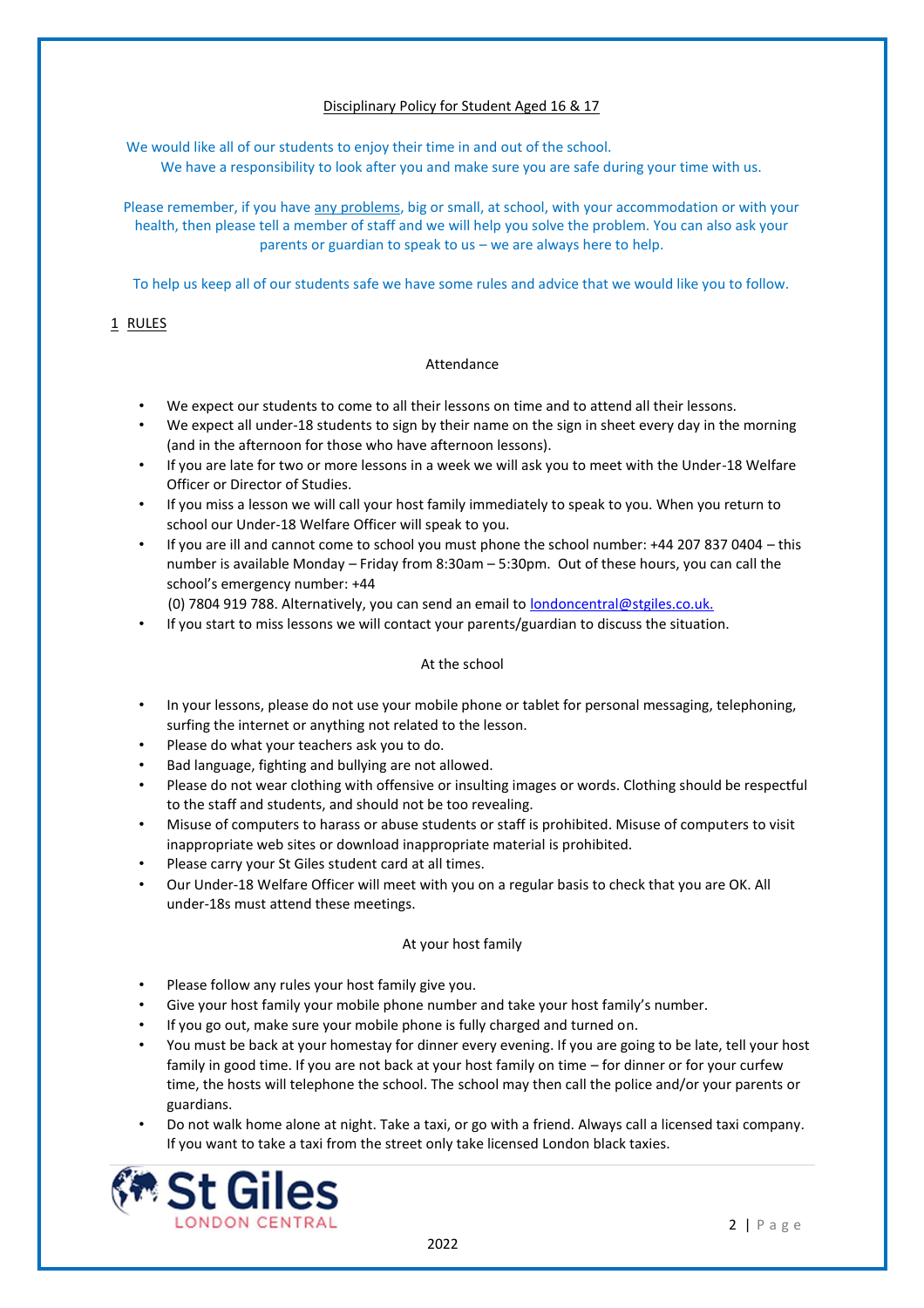## Disciplinary Policy for Student Aged 16 & 17

We would like all of our students to enjoy their time in and out of the school.
We have a responsibility to look after you and make sure you are safe during your time with us.

Please remember, if you have any problems, big or small, at school, with your accommodation or with your health, then please tell a member of staff and we will help you solve the problem. You can also ask your parents or guardian to speak to us – we are always here to help.

To help us keep all of our students safe we have some rules and advice that we would like you to follow.

## 1 RULES

### Attendance

- We expect our students to come to all their lessons on time and to attend all their lessons.
- We expect all under-18 students to sign by their name on the sign in sheet every day in the morning (and in the afternoon for those who have afternoon lessons).
- If you are late for two or more lessons in a week we will ask you to meet with the Under-18 Welfare Officer or Director of Studies.
- If you miss a lesson we will call your host family immediately to speak to you. When you return to school our Under-18 Welfare Officer will speak to you.
- If you are ill and cannot come to school you must phone the school number: +44 207 837 0404 – this number is available Monday – Friday from 8:30am – 5:30pm. Out of these hours, you can call the school's emergency number: +44 (0) 7804 919 788. Alternatively, you can send an email to londoncentral@stgiles.co.uk.
- If you start to miss lessons we will contact your parents/guardian to discuss the situation.

### At the school

- In your lessons, please do not use your mobile phone or tablet for personal messaging, telephoning, surfing the internet or anything not related to the lesson.
- Please do what your teachers ask you to do.
- Bad language, fighting and bullying are not allowed.
- Please do not wear clothing with offensive or insulting images or words. Clothing should be respectful to the staff and students, and should not be too revealing.
- Misuse of computers to harass or abuse students or staff is prohibited. Misuse of computers to visit inappropriate web sites or download inappropriate material is prohibited.
- Please carry your St Giles student card at all times.
- Our Under-18 Welfare Officer will meet with you on a regular basis to check that you are OK. All under-18s must attend these meetings.

### At your host family

- Please follow any rules your host family give you.
- Give your host family your mobile phone number and take your host family's number.
- If you go out, make sure your mobile phone is fully charged and turned on.
- You must be back at your homestay for dinner every evening. If you are going to be late, tell your host family in good time. If you are not back at your host family on time – for dinner or for your curfew time, the hosts will telephone the school. The school may then call the police and/or your parents or guardians.
- Do not walk home alone at night. Take a taxi, or go with a friend. Always call a licensed taxi company. If you want to take a taxi from the street only take licensed London black taxies.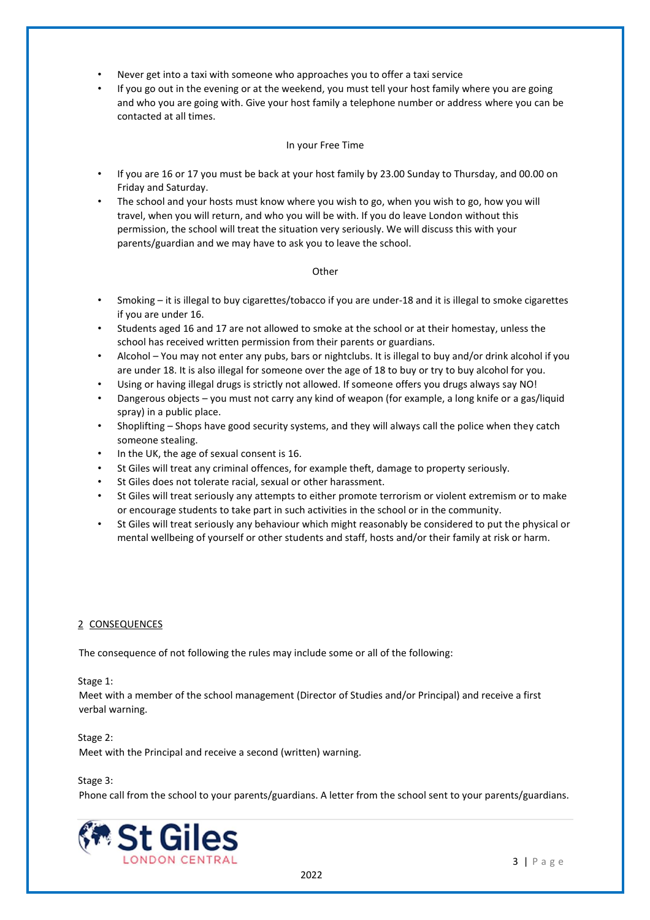- Never get into a taxi with someone who approaches you to offer a taxi service
- If you go out in the evening or at the weekend, you must tell your host family where you are going and who you are going with. Give your host family a telephone number or address where you can be contacted at all times.

In your Free Time

- If you are 16 or 17 you must be back at your host family by 23.00 Sunday to Thursday, and 00.00 on Friday and Saturday.
- The school and your hosts must know where you wish to go, when you wish to go, how you will travel, when you will return, and who you will be with. If you do leave London without this permission, the school will treat the situation very seriously. We will discuss this with your parents/guardian and we may have to ask you to leave the school.

Other

- Smoking – it is illegal to buy cigarettes/tobacco if you are under-18 and it is illegal to smoke cigarettes if you are under 16.
- Students aged 16 and 17 are not allowed to smoke at the school or at their homestay, unless the school has received written permission from their parents or guardians.
- Alcohol – You may not enter any pubs, bars or nightclubs. It is illegal to buy and/or drink alcohol if you are under 18. It is also illegal for someone over the age of 18 to buy or try to buy alcohol for you.
- Using or having illegal drugs is strictly not allowed. If someone offers you drugs always say NO!
- Dangerous objects – you must not carry any kind of weapon (for example, a long knife or a gas/liquid spray) in a public place.
- Shoplifting – Shops have good security systems, and they will always call the police when they catch someone stealing.
- In the UK, the age of sexual consent is 16.
- St Giles will treat any criminal offences, for example theft, damage to property seriously.
- St Giles does not tolerate racial, sexual or other harassment.
- St Giles will treat seriously any attempts to either promote terrorism or violent extremism or to make or encourage students to take part in such activities in the school or in the community.
- St Giles will treat seriously any behaviour which might reasonably be considered to put the physical or mental wellbeing of yourself or other students and staff, hosts and/or their family at risk or harm.

## 2 CONSEQUENCES

The consequence of not following the rules may include some or all of the following:

Stage 1:
Meet with a member of the school management (Director of Studies and/or Principal) and receive a first verbal warning.

Stage 2:
Meet with the Principal and receive a second (written) warning.

Stage 3:
Phone call from the school to your parents/guardians. A letter from the school sent to your parents/guardians.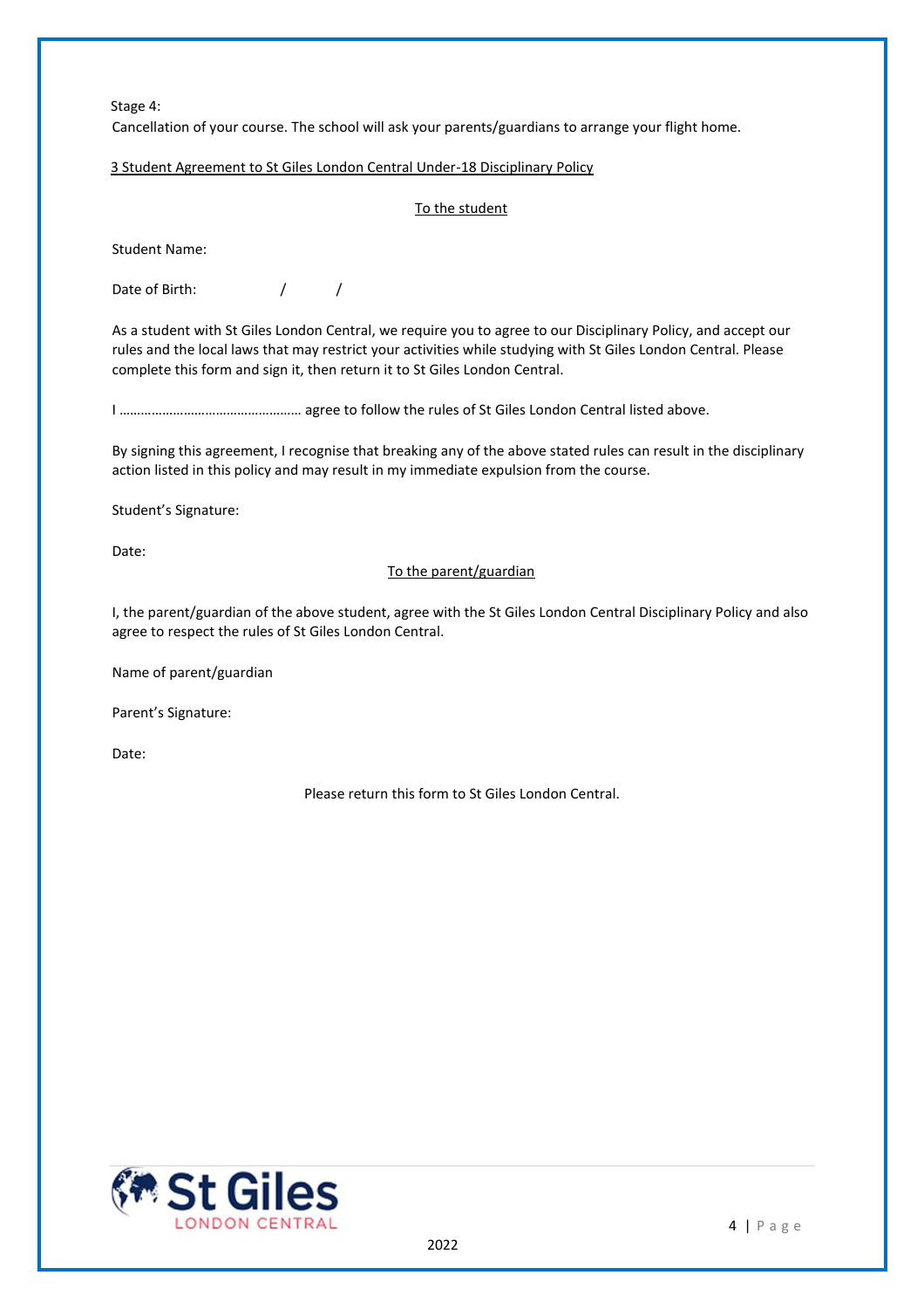Stage 4:

Cancellation of your course. The school will ask your parents/guardians to arrange your flight home.

## 3 Student Agreement to St Giles London Central Under-18 Disciplinary Policy

### To the student

Student Name:

Date of Birth: / /

As a student with St Giles London Central, we require you to agree to our Disciplinary Policy, and accept our rules and the local laws that may restrict your activities while studying with St Giles London Central. Please complete this form and sign it, then return it to St Giles London Central.

I …………………………………………… agree to follow the rules of St Giles London Central listed above.

By signing this agreement, I recognise that breaking any of the above stated rules can result in the disciplinary action listed in this policy and may result in my immediate expulsion from the course.

Student's Signature:

Date:

### To the parent/guardian

I, the parent/guardian of the above student, agree with the St Giles London Central Disciplinary Policy and also agree to respect the rules of St Giles London Central.

Name of parent/guardian

Parent's Signature:

Date:

Please return this form to St Giles London Central.